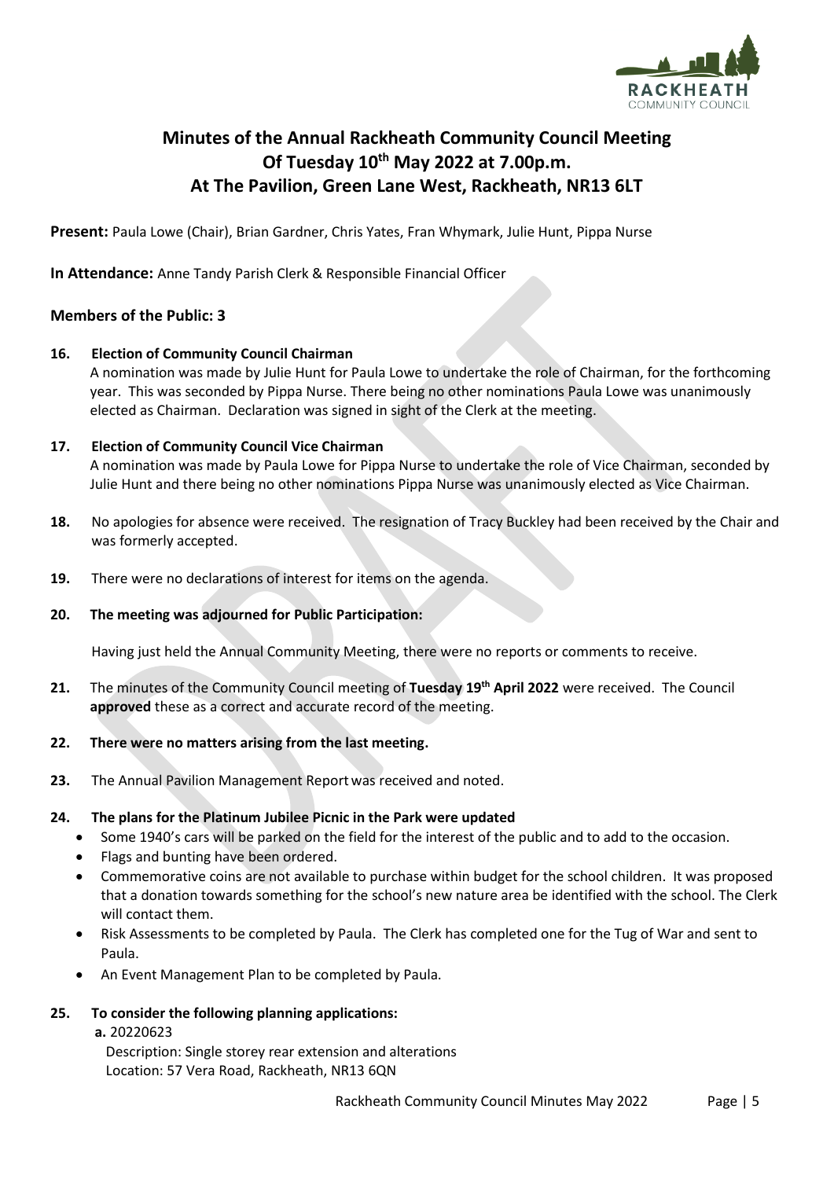# Minutes of the Annual Rackheath Community Council Meeting Of Tuesday 10th May 2022 at 7.00p.m. At The Pavilion, Green Lane West, Rackheath, NR13 6LT

**Present:** Paula Lowe (Chair), Brian Gardner, Chris Yates, Fran Whymark, Julie Hunt, Pippa Nurse

**In Attendance:** Anne Tandy Parish Clerk & Responsible Financial Officer

### Members of the Public: 3

**16. Election of Community Council Chairman**

A nomination was made by Julie Hunt for Paula Lowe to undertake the role of Chairman, for the forthcoming year. This was seconded by Pippa Nurse. There being no other nominations Paula Lowe was unanimously elected as Chairman. Declaration was signed in sight of the Clerk at the meeting.

**17. Election of Community Council Vice Chairman**

A nomination was made by Paula Lowe for Pippa Nurse to undertake the role of Vice Chairman, seconded by Julie Hunt and there being no other nominations Pippa Nurse was unanimously elected as Vice Chairman.

**18.** No apologies for absence were received. The resignation of Tracy Buckley had been received by the Chair and was formerly accepted.

**19.** There were no declarations of interest for items on the agenda.

**20. The meeting was adjourned for Public Participation:**

Having just held the Annual Community Meeting, there were no reports or comments to receive.

**21.** The minutes of the Community Council meeting of **Tuesday 19th April 2022** were received. The Council **approved** these as a correct and accurate record of the meeting.

**22. There were no matters arising from the last meeting.**

**23.** The Annual Pavilion Management Report was received and noted.

**24. The plans for the Platinum Jubilee Picnic in the Park were updated**

- Some 1940's cars will be parked on the field for the interest of the public and to add to the occasion.
- Flags and bunting have been ordered.
- Commemorative coins are not available to purchase within budget for the school children. It was proposed that a donation towards something for the school's new nature area be identified with the school. The Clerk will contact them.
- Risk Assessments to be completed by Paula. The Clerk has completed one for the Tug of War and sent to Paula.
- An Event Management Plan to be completed by Paula.

**25. To consider the following planning applications:**

**a.** 20220623
Description: Single storey rear extension and alterations
Location: 57 Vera Road, Rackheath, NR13 6QN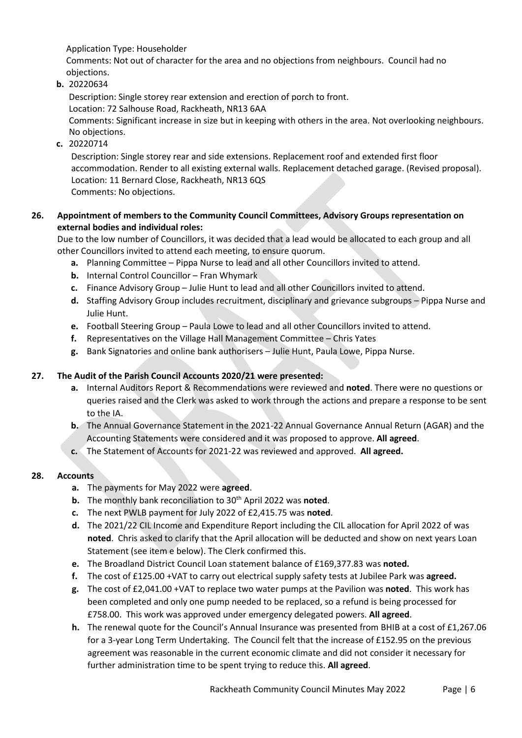Application Type: Householder

Comments: Not out of character for the area and no objections from neighbours. Council had no objections.

**b.** 20220634

Description: Single storey rear extension and erection of porch to front.
Location: 72 Salhouse Road, Rackheath, NR13 6AA
Comments: Significant increase in size but in keeping with others in the area. Not overlooking neighbours. No objections.

**c.** 20220714

Description: Single storey rear and side extensions. Replacement roof and extended first floor accommodation. Render to all existing external walls. Replacement detached garage. (Revised proposal).
Location: 11 Bernard Close, Rackheath, NR13 6QS
Comments: No objections.

**26. Appointment of members to the Community Council Committees, Advisory Groups representation on external bodies and individual roles:**

Due to the low number of Councillors, it was decided that a lead would be allocated to each group and all other Councillors invited to attend each meeting, to ensure quorum.

- **a.** Planning Committee – Pippa Nurse to lead and all other Councillors invited to attend.
- **b.** Internal Control Councillor – Fran Whymark
- **c.** Finance Advisory Group – Julie Hunt to lead and all other Councillors invited to attend.
- **d.** Staffing Advisory Group includes recruitment, disciplinary and grievance subgroups – Pippa Nurse and Julie Hunt.
- **e.** Football Steering Group – Paula Lowe to lead and all other Councillors invited to attend.
- **f.** Representatives on the Village Hall Management Committee – Chris Yates
- **g.** Bank Signatories and online bank authorisers – Julie Hunt, Paula Lowe, Pippa Nurse.

**27. The Audit of the Parish Council Accounts 2020/21 were presented:**

- **a.** Internal Auditors Report & Recommendations were reviewed and **noted**. There were no questions or queries raised and the Clerk was asked to work through the actions and prepare a response to be sent to the IA.
- **b.** The Annual Governance Statement in the 2021-22 Annual Governance Annual Return (AGAR) and the Accounting Statements were considered and it was proposed to approve. **All agreed**.
- **c.** The Statement of Accounts for 2021-22 was reviewed and approved. **All agreed.**

**28. Accounts**

- **a.** The payments for May 2022 were **agreed**.
- **b.** The monthly bank reconciliation to 30th April 2022 was **noted**.
- **c.** The next PWLB payment for July 2022 of £2,415.75 was **noted**.
- **d.** The 2021/22 CIL Income and Expenditure Report including the CIL allocation for April 2022 of was **noted**. Chris asked to clarify that the April allocation will be deducted and show on next years Loan Statement (see item e below). The Clerk confirmed this.
- **e.** The Broadland District Council Loan statement balance of £169,377.83 was **noted.**
- **f.** The cost of £125.00 +VAT to carry out electrical supply safety tests at Jubilee Park was **agreed.**
- **g.** The cost of £2,041.00 +VAT to replace two water pumps at the Pavilion was **noted**. This work has been completed and only one pump needed to be replaced, so a refund is being processed for £758.00. This work was approved under emergency delegated powers. **All agreed**.
- **h.** The renewal quote for the Council's Annual Insurance was presented from BHIB at a cost of £1,267.06 for a 3-year Long Term Undertaking. The Council felt that the increase of £152.95 on the previous agreement was reasonable in the current economic climate and did not consider it necessary for further administration time to be spent trying to reduce this. **All agreed**.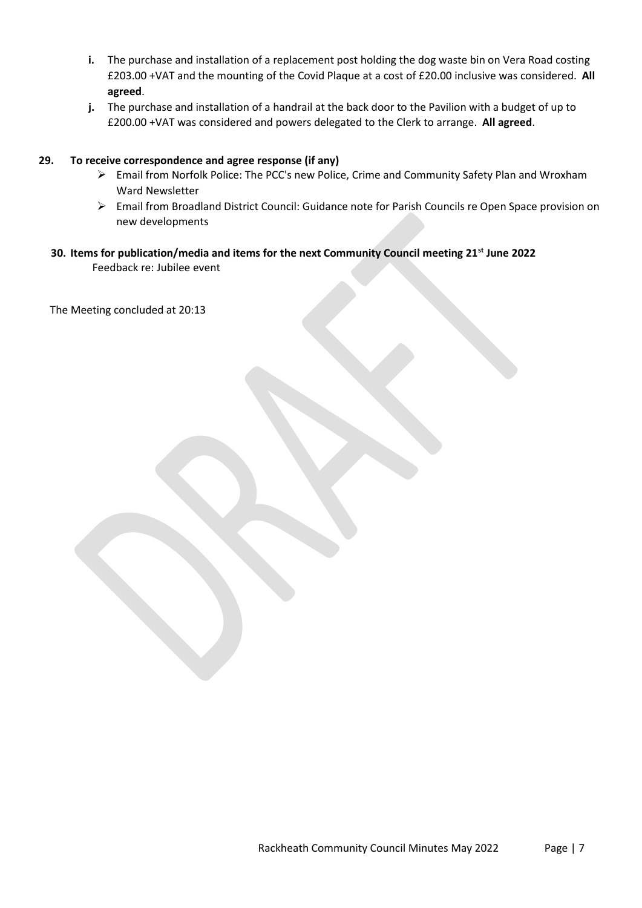**i.** The purchase and installation of a replacement post holding the dog waste bin on Vera Road costing £203.00 +VAT and the mounting of the Covid Plaque at a cost of £20.00 inclusive was considered. **All agreed**.

**j.** The purchase and installation of a handrail at the back door to the Pavilion with a budget of up to £200.00 +VAT was considered and powers delegated to the Clerk to arrange. **All agreed**.

**29. To receive correspondence and agree response (if any)**

- Email from Norfolk Police: The PCC's new Police, Crime and Community Safety Plan and Wroxham Ward Newsletter
- Email from Broadland District Council: Guidance note for Parish Councils re Open Space provision on new developments

**30. Items for publication/media and items for the next Community Council meeting 21st June 2022**

Feedback re: Jubilee event

The Meeting concluded at 20:13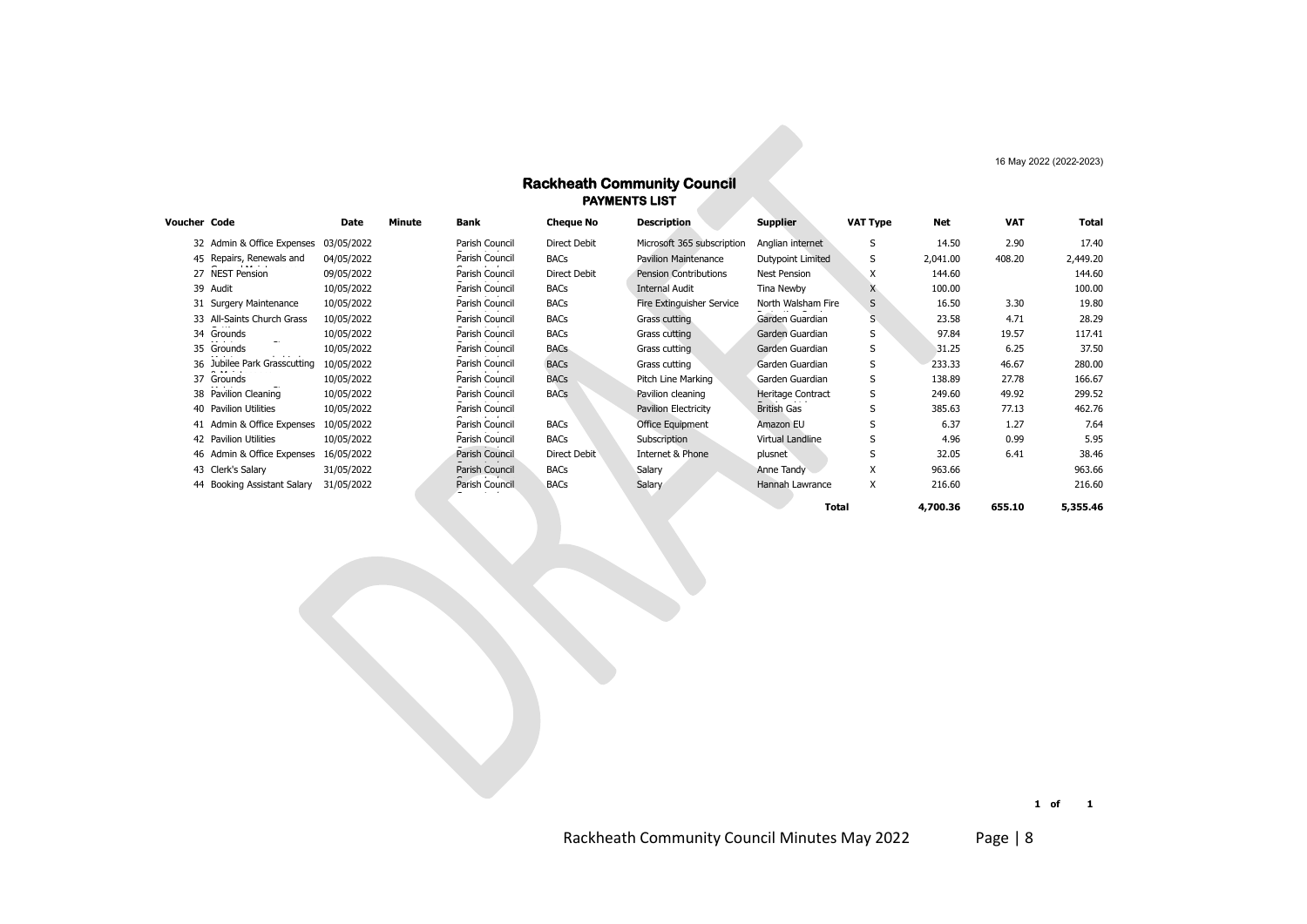16 May 2022 (2022-2023)

# Rackheath Community Council

## PAYMENTS LIST

| Voucher | Code | Date | Minute | Bank | Cheque No | Description | Supplier | VAT Type | Net | VAT | Total |
|---|---|---|---|---|---|---|---|---|---|---|---|
| 32 | Admin & Office Expenses | 03/05/2022 | | Parish Council | Direct Debit | Microsoft 365 subscription | Anglian internet | S | 14.50 | 2.90 | 17.40 |
| 45 | Repairs, Renewals and | 04/05/2022 | | Parish Council | BACs | Pavilion Maintenance | Dutypoint Limited | S | 2,041.00 | 408.20 | 2,449.20 |
| 27 | NEST Pension | 09/05/2022 | | Parish Council | Direct Debit | Pension Contributions | Nest Pension | X | 144.60 | | 144.60 |
| 39 | Audit | 10/05/2022 | | Parish Council | BACs | Internal Audit | Tina Newby | X | 100.00 | | 100.00 |
| 31 | Surgery Maintenance | 10/05/2022 | | Parish Council | BACs | Fire Extinguisher Service | North Walsham Fire | S | 16.50 | 3.30 | 19.80 |
| 33 | All-Saints Church Grass | 10/05/2022 | | Parish Council | BACs | Grass cutting | Garden Guardian | S | 23.58 | 4.71 | 28.29 |
| 34 | Grounds | 10/05/2022 | | Parish Council | BACs | Grass cutting | Garden Guardian | S | 97.84 | 19.57 | 117.41 |
| 35 | Grounds | 10/05/2022 | | Parish Council | BACs | Grass cutting | Garden Guardian | S | 31.25 | 6.25 | 37.50 |
| 36 | Jubilee Park Grasscutting | 10/05/2022 | | Parish Council | BACs | Grass cutting | Garden Guardian | S | 233.33 | 46.67 | 280.00 |
| 37 | Grounds | 10/05/2022 | | Parish Council | BACs | Pitch Line Marking | Garden Guardian | S | 138.89 | 27.78 | 166.67 |
| 38 | Pavilion Cleaning | 10/05/2022 | | Parish Council | BACs | Pavilion cleaning | Heritage Contract | S | 249.60 | 49.92 | 299.52 |
| 40 | Pavilion Utilities | 10/05/2022 | | Parish Council | | Pavilion Electricity | British Gas | S | 385.63 | 77.13 | 462.76 |
| 41 | Admin & Office Expenses | 10/05/2022 | | Parish Council | BACs | Office Equipment | Amazon EU | S | 6.37 | 1.27 | 7.64 |
| 42 | Pavilion Utilities | 10/05/2022 | | Parish Council | BACs | Subscription | Virtual Landline | S | 4.96 | 0.99 | 5.95 |
| 46 | Admin & Office Expenses | 16/05/2022 | | Parish Council | Direct Debit | Internet & Phone | plusnet | S | 32.05 | 6.41 | 38.46 |
| 43 | Clerk's Salary | 31/05/2022 | | Parish Council | BACs | Salary | Anne Tandy | X | 963.66 | | 963.66 |
| 44 | Booking Assistant Salary | 31/05/2022 | | Parish Council | BACs | Salary | Hannah Lawrance | X | 216.60 | | 216.60 |
| | | | | | | | **Total** | | **4,700.36** | **655.10** | **5,355.46** |

DRAFT